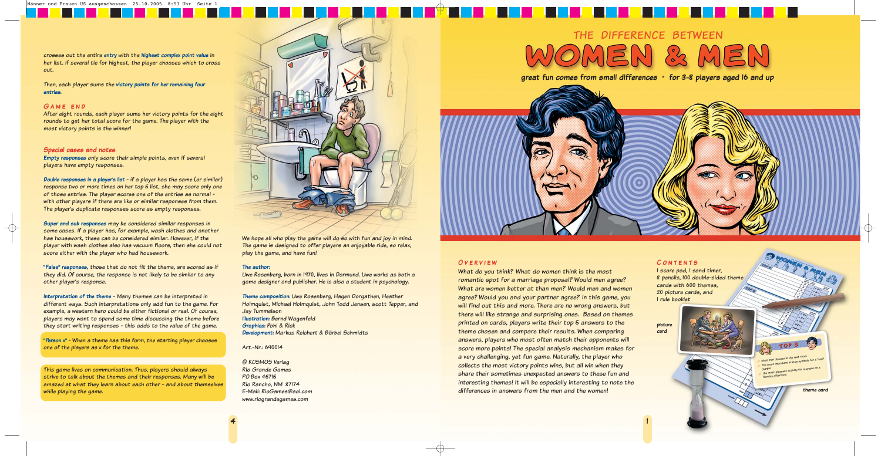crosses out the entire **entry** with the **highest complex point value** in her list. If several tie for highest, the player chooses which to cross out.

Then, each player sums the **victory points for her remaining four entries**.

## Game end

After eight rounds, each player sums her victory points for the eight rounds to get her total score for the game. The player with the most victory points is the winner!

### Special cases and notes

**Empty responses** only score their simple points, even if several players have empty responses.

**Double responses in a player's list** – if a player has the same (or similar) response two or more times on her top 5 list, she may score only one of those entries. The player scores one of the entries as normal – with other players if there are like or similar responses from them. The player's duplicate responses score as empty responses.

**Super and sub responses** may be considered similar responses in some cases. If a player has, for example, wash clothes and another has housework, these can be considered similar. However, if the player with wash clothes also has vacuum floors, then she could not score either with the player who had housework.

**"False" responses**, those that do not fit the theme, are scored as if they did. Of course, the response is not likely to be similar to any other player's response.

**Interpretation of the theme** – Many themes can be interpreted in different ways. Such interpretations only add fun to the game. For example, a western hero could be either fictional or real. Of course, players may want to spend some time discussing the theme before they start writing responses – this adds to the value of the game.

**"Person x"** – When a theme has this form, the starting player chooses one of the players as x for the theme.

This game lives on communication. Thus, players should always strive to talk about the themes and their responses. Many will be amazed at what they learn about each other – and about themselves while playing the game.

We hope all who play the game will do so with fun and joy in mind. The game is designed to offer players an enjoyable ride, so relax, play the game, and have fun!

**The author:**
Uwe Rosenberg, born in 1970, lives in Dormund. Uwe works as both a game designer and publisher. He is also a student in psychology.

**Theme composition:** Uwe Rosenberg, Hagen Dorgathen, Heather Holmquist, Michael Holmquist, John Todd Jensen, scott Tepper, and Jay Tummelson
**Illustration:** Bernd Wagenfeld
**Graphics:** Pohl & Rick
**Development:** Markus Reichert & Bärbel Schmidts

Art.-Nr.: 690014

© KOSMOS Verlag
Rio Grande Games
PO Box 45715
Rio Rancho, NM 87174
E-Mail: RioGames@aol.com
www.riograndegames.com

# THE DIFFERENCE BETWEEN WOMEN & MEN

**great fun comes from small differences • for 3-8 players aged 16 and up**

## Overview

What do you think? What do women think is the most romantic spot for a marriage proposal? Would men agree? What are women better at than men? Would men and women agree? Would you and your partner agree? In this game, you will find out this and more. There are no wrong answers, but there will like strange and surprising ones. Based on themes printed on cards, players write their top 5 answers to the theme chosen and compare their results. When comparing answers, players who most often match their opponents will score more points! The special analysis mechanism makes for a very challenging, yet fun game. Naturally, the player who collects the most victory points wins, but all win when they share their sometimes unexpected answers to these fun and interesting themes! It will be especially interesting to note the differences in answers from the men and the women!

## Contents

1 score pad, 1 sand timer,
8 pencils, 100 double-sided theme cards with 600 themes,
20 picture cards, and
1 rule booklet

picture card

theme card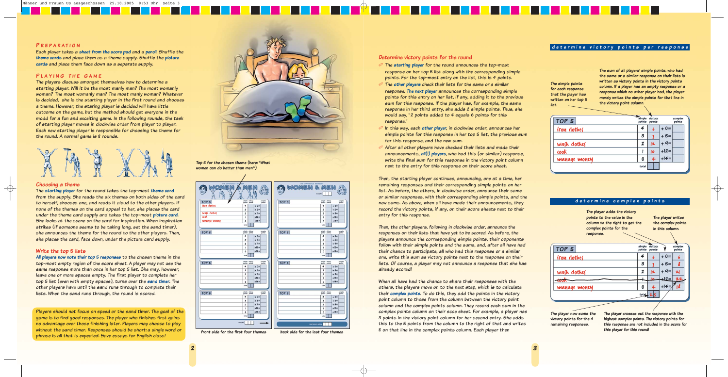## Preparation

Each player takes a **sheet from the score pad** and a **pencil**. Shuffle the **theme cards** and place them as a theme supply. Shuffle the **picture cards** and place them face down as a separate supply.

## Playing the Game

The players discuss amongst themselves how to determine a starting player. Will it be the most manly man? The most womanly woman? The most womanly man? The most manly woman? Whatever is decided, she is the starting player in the first round and chooses a theme. However, the staring player is decided will have little outcome on the game, but the method should get everyone in the modd for a fun and exciting game. In the following rounds, the task of starting player moves in clockwise order from player to player. Each new starting player is responsible for choosing the theme for the round. A normal game is 8 rounds.

### Choosing a theme

The **starting player** for the round takes the top-most **theme card** from the supply. She reads the six themes on both sides of the card to herself, chooses one, and reads it aloud to the other players. If none of the themes on the card appeal to her, she places the card under the theme card supply and takes the top-most **picture card**. She looks at the scene on the card for inspiration. When inspiration strikes (if someone seems to be taking long, set the sand timer), she announces the theme for the round to the other players. Then, she places the card, face down, under the picture card supply.

### Write the top 5 lists

**All players now note their top 5 responses** to the chosen theme in the top-most empty region of the score sheet. A player may not use the same response more than once in her top 5 list. She may, however, leave one or more spaces empty. The first player to complete her top 5 list (even with empty spaces), turns over the **sand timer**. The other players have until the sand runs through to complete their lists. When the sand runs through, the round is scored.

**Players should not focus on speed or the sand timer. The goal of the game is to find good responses. The player who finishes first gains no advantage over those finishing later. Players may choose to play without the sand timer. Responses should be short: a single word or phrase is all that is expected. Save essays for English class!**

Top 5 for the chosen theme (here: "What women can do better than men").

front side for the first four themes

back side for the last four themes

### Determine victory points for the round

- The **starting player** for the round announces the top-most response on her top 5 list along with the corresponding simple points. For the top-most entry on the list, this is 4 points.
- The **other players** check their lists for the same or a similar response. **The next player** announces the corresponding simple points for this entry on her list, if any, adding it to the previous sum for this response. If the player has, for example, the same response in her third entry, she adds 2 simple points. Thus, she would say, "2 points added to 4 equals 6 points for this response."
- In this way, each **other player**, in clockwise order, announces her simple points for this response in her top 5 list, the previous sum for this response, and the new sum.
- After all other players have checked their lists and made their announcements, **all(!) players**, who had this (or similar) response, write the final sum for this response in the victory point column next to the entry for this response on their score sheet.

Then, the starting player continues, announcing, one at a time, her remaining responses and their corresponding simple points on her list. As before, the others, in clockwise order, announce their same or similar responses, with their corresponding simple points, and the new sums. As above, when all have made their announcements, they record the victory points, if any, on their score sheets next to their entry for this response.

Then, the other players, following in clockwise order, announce the responses on their lists that have yet to be scored. As before, the players announce the corresponding simple points, their opponents follow with their simple points and the sums, and, after all have had their chance to participate, all who had this response or a similar one, write this sum as victory points next to the response on their lists. Of course, a player may not announce a response that she has already scored!

When all have had the chance to share their responses with the others, the players move on to the next step, which is to calculate their **complex points**. To do this, they add the points in the victory point column to those from the column between the victory point column and the complex points column. They record each sum in the complex points column on their scoe sheet. For example, a player has 3 points in the victory point column for her second entry. She adds this to the 5 points from the column to the right of that and writes 8 on that line in the complex points column. Each player then

### determine victory points per response

The simple points for each response that the player has written on her top 5 list.

The sum of all players' simple points, who had the same or a similar response on their lists is written as victory points in the victory points column. If a player has an empty response or a response which no other player had, the player merely writes the simple points for that line in the victory point column.

| TOP 5 | simple points | victory points | | complex points |
|---|---|---|---|---|
| iron clothes | 4 | 6 | + 0 = | |
| | 3 | 3 | + 5 = | |
| wash clothes | 2 | 12 | + 9 = | |
| cook | 1 | 10 | +12 = | |
| manage money | 0 | 4 | +14 = | |
| | total | | | |

### determine complex points

The player adds the victory points to the value in the column to the right to get the complex points for the response.

The player writes the complex points in this column.

| TOP 5 | simple points | victory points | | complex points |
|---|---|---|---|---|
| iron clothes | 4 | 6 | + 0 = | 6 |
| | 3 | 3 | + 5 = | 8 |
| wash clothes | 2 | 12 | + 9 = | 21 |
| ~~cook~~ | 1 | 10 | +12 = | 22 |
| manage money | 0 | 4 | +14 = | 18 |
| | total | 25 | | |

The player now sums the victory points for the 4 remaining responses.

The player crosses out the response with the highest complex points. The victory points for this response are not included in the score for this player for this round!